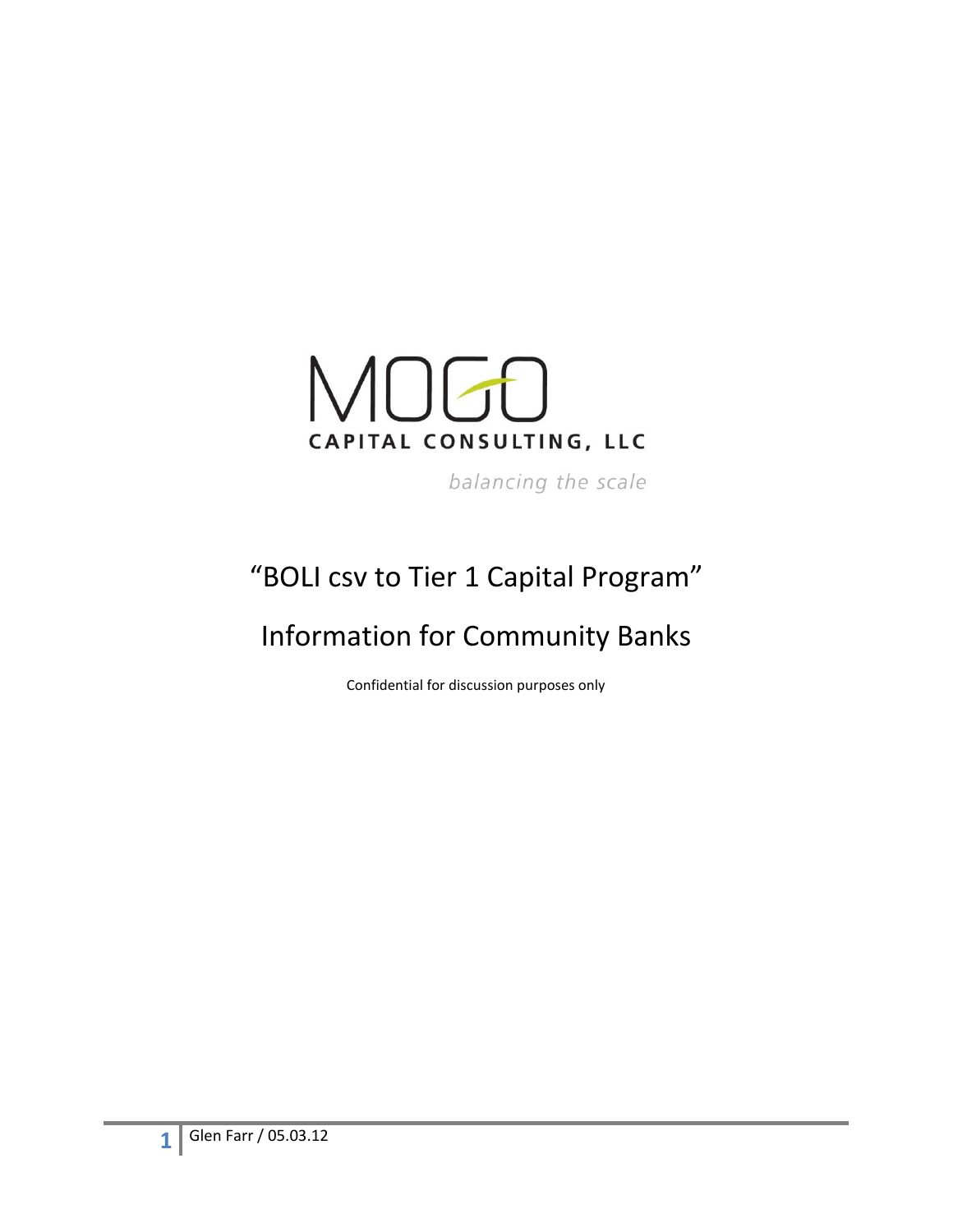MOGO

CAPITAL CONSULTING, LLC

*balancing the scale*

# “BOLI csv to Tier 1 Capital Program”

# Information for Community Banks

Confidential for discussion purposes only

Glen Farr / 05.03.12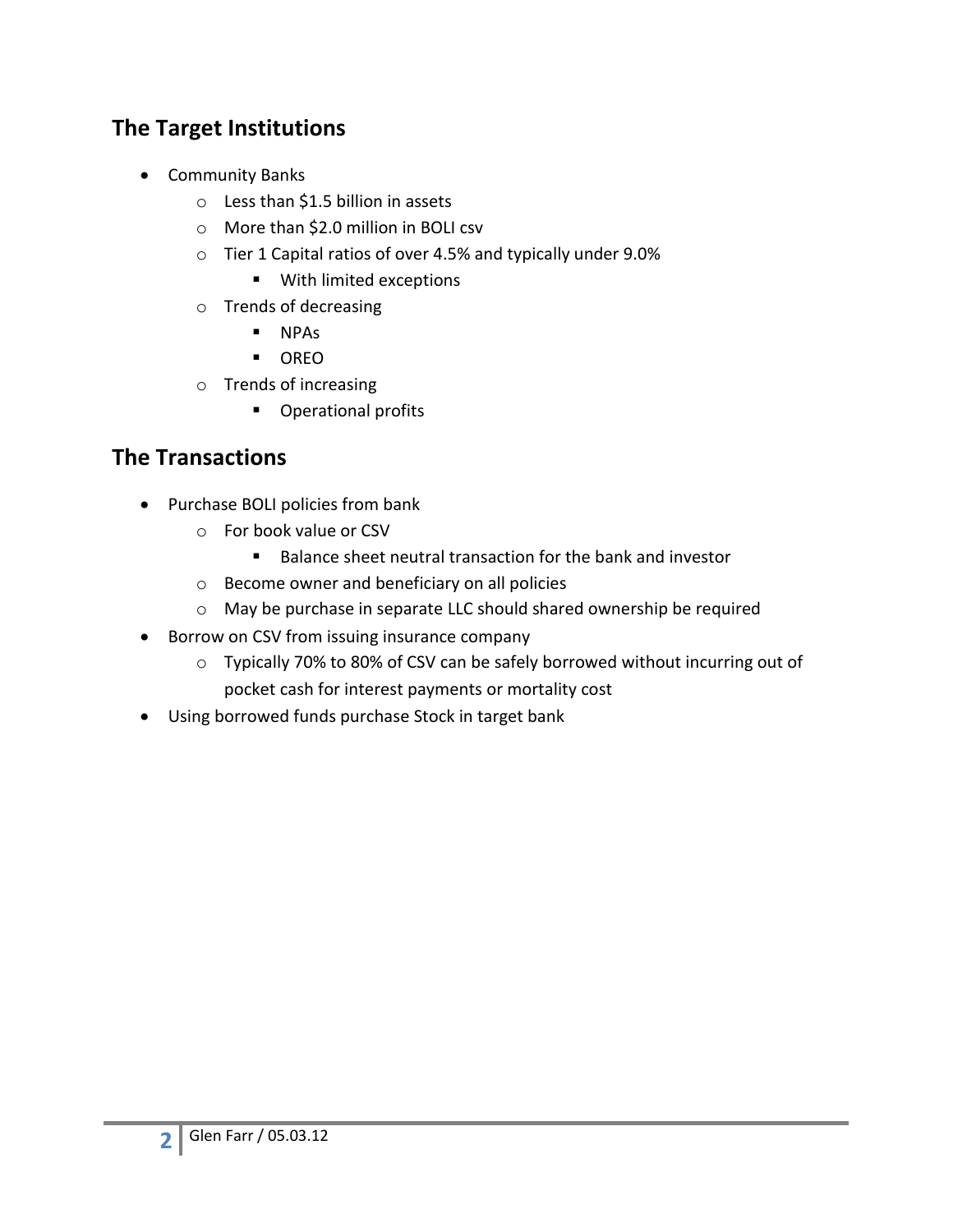## The Target Institutions

- Community Banks
  - Less than $1.5 billion in assets
  - More than $2.0 million in BOLI csv
  - Tier 1 Capital ratios of over 4.5% and typically under 9.0%
    - With limited exceptions
  - Trends of decreasing
    - NPAs
    - OREO
  - Trends of increasing
    - Operational profits

## The Transactions

- Purchase BOLI policies from bank
  - For book value or CSV
    - Balance sheet neutral transaction for the bank and investor
  - Become owner and beneficiary on all policies
  - May be purchase in separate LLC should shared ownership be required
- Borrow on CSV from issuing insurance company
  - Typically 70% to 80% of CSV can be safely borrowed without incurring out of pocket cash for interest payments or mortality cost
- Using borrowed funds purchase Stock in target bank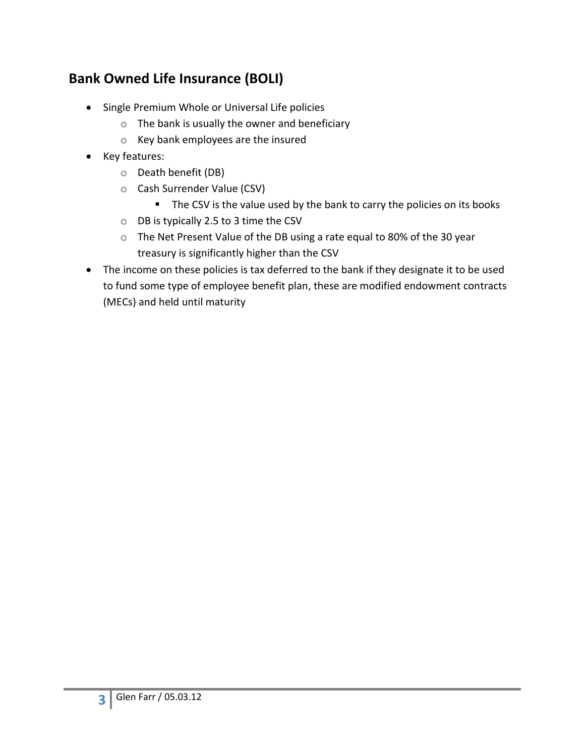## Bank Owned Life Insurance (BOLI)

- Single Premium Whole or Universal Life policies
  - The bank is usually the owner and beneficiary
  - Key bank employees are the insured
- Key features:
  - Death benefit (DB)
  - Cash Surrender Value (CSV)
    - The CSV is the value used by the bank to carry the policies on its books
  - DB is typically 2.5 to 3 time the CSV
  - The Net Present Value of the DB using a rate equal to 80% of the 30 year treasury is significantly higher than the CSV
- The income on these policies is tax deferred to the bank if they designate it to be used to fund some type of employee benefit plan, these are modified endowment contracts (MECs) and held until maturity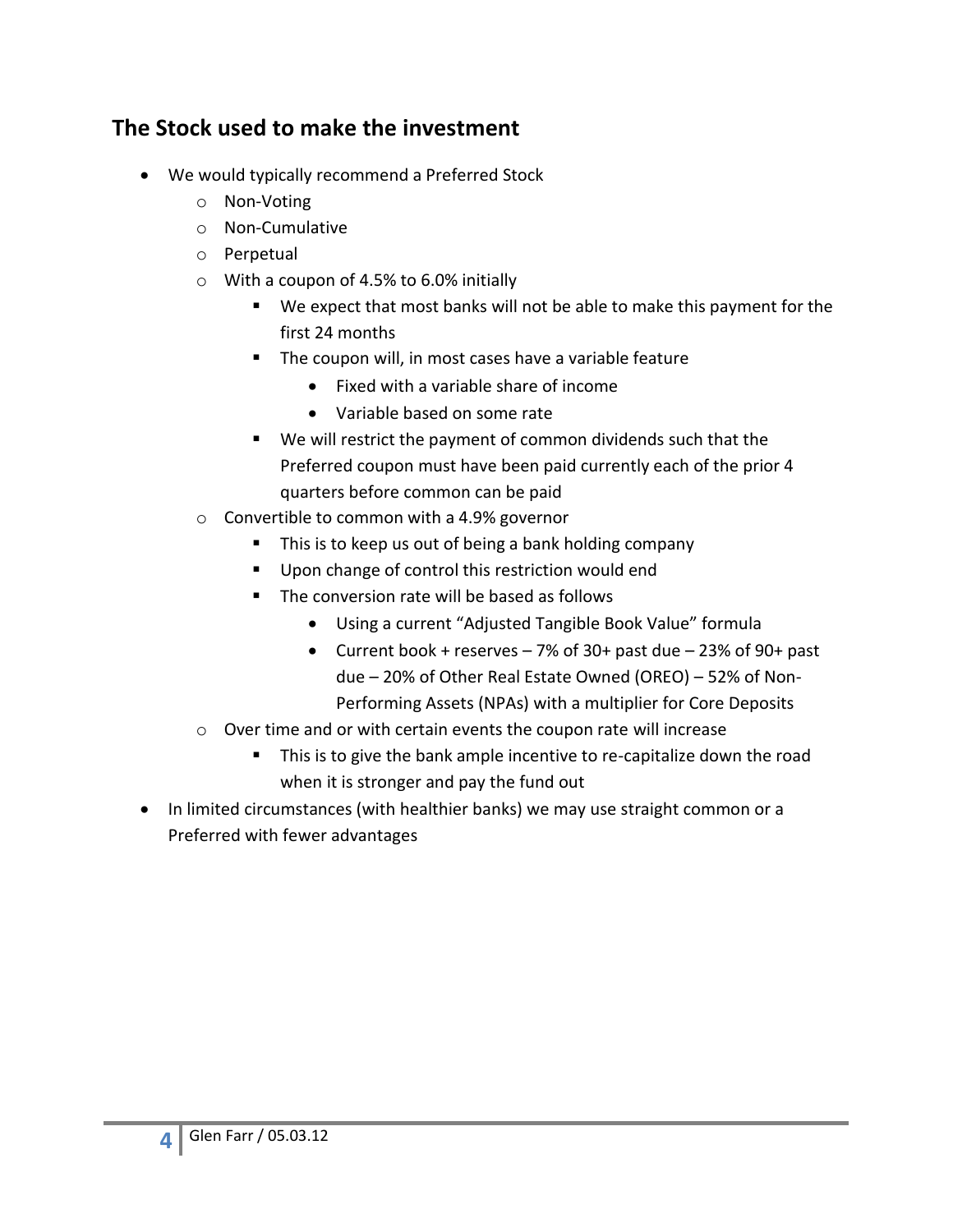## The Stock used to make the investment

- We would typically recommend a Preferred Stock
    - Non-Voting
    - Non-Cumulative
    - Perpetual
    - With a coupon of 4.5% to 6.0% initially
        - We expect that most banks will not be able to make this payment for the first 24 months
        - The coupon will, in most cases have a variable feature
            - Fixed with a variable share of income
            - Variable based on some rate
        - We will restrict the payment of common dividends such that the Preferred coupon must have been paid currently each of the prior 4 quarters before common can be paid
    - Convertible to common with a 4.9% governor
        - This is to keep us out of being a bank holding company
        - Upon change of control this restriction would end
        - The conversion rate will be based as follows
            - Using a current "Adjusted Tangible Book Value" formula
            - Current book + reserves – 7% of 30+ past due – 23% of 90+ past due – 20% of Other Real Estate Owned (OREO) – 52% of Non-Performing Assets (NPAs) with a multiplier for Core Deposits
    - Over time and or with certain events the coupon rate will increase
        - This is to give the bank ample incentive to re-capitalize down the road when it is stronger and pay the fund out
- In limited circumstances (with healthier banks) we may use straight common or a Preferred with fewer advantages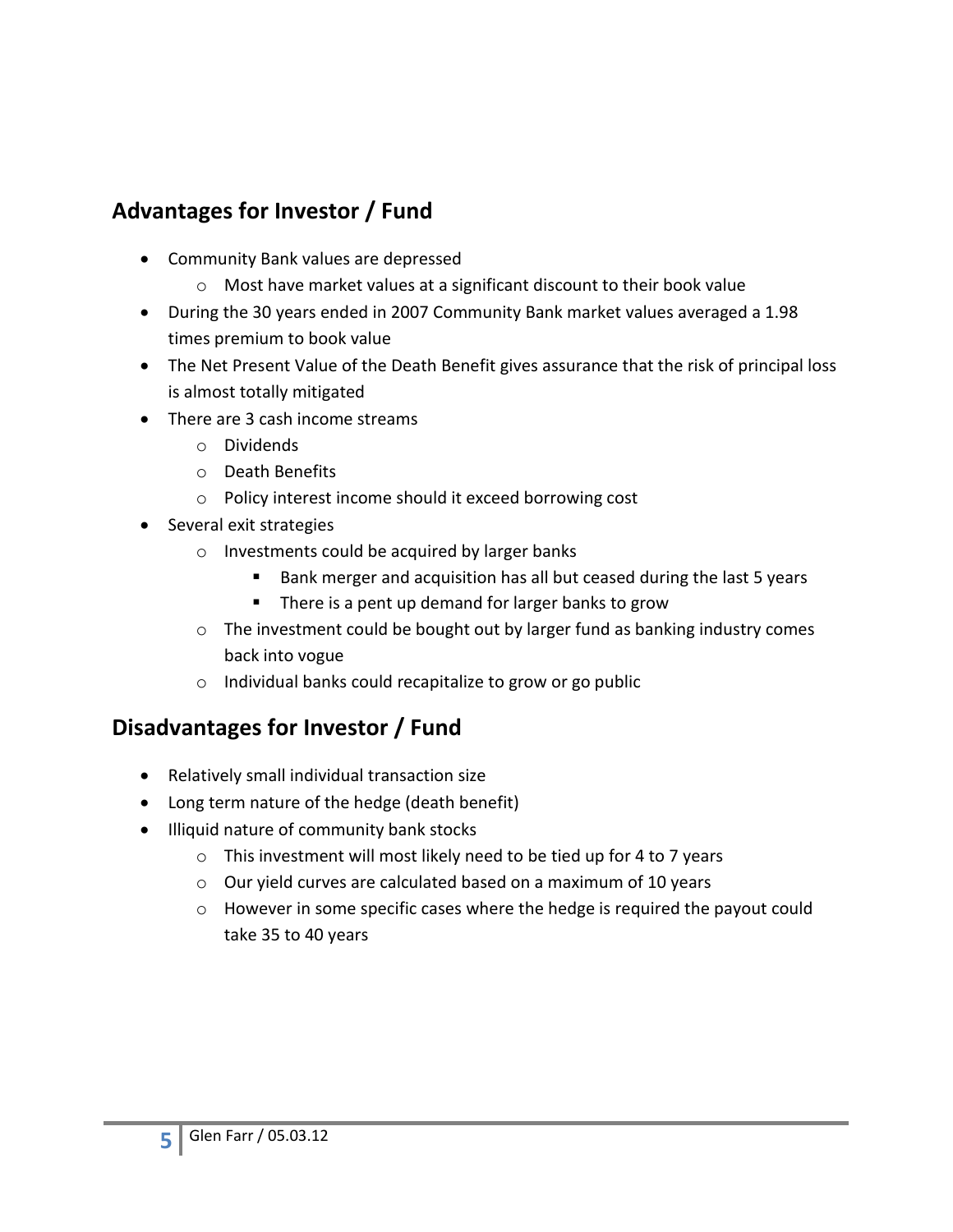## Advantages for Investor / Fund

- Community Bank values are depressed
  - Most have market values at a significant discount to their book value
- During the 30 years ended in 2007 Community Bank market values averaged a 1.98 times premium to book value
- The Net Present Value of the Death Benefit gives assurance that the risk of principal loss is almost totally mitigated
- There are 3 cash income streams
  - Dividends
  - Death Benefits
  - Policy interest income should it exceed borrowing cost
- Several exit strategies
  - Investments could be acquired by larger banks
    - Bank merger and acquisition has all but ceased during the last 5 years
    - There is a pent up demand for larger banks to grow
  - The investment could be bought out by larger fund as banking industry comes back into vogue
  - Individual banks could recapitalize to grow or go public

## Disadvantages for Investor / Fund

- Relatively small individual transaction size
- Long term nature of the hedge (death benefit)
- Illiquid nature of community bank stocks
  - This investment will most likely need to be tied up for 4 to 7 years
  - Our yield curves are calculated based on a maximum of 10 years
  - However in some specific cases where the hedge is required the payout could take 35 to 40 years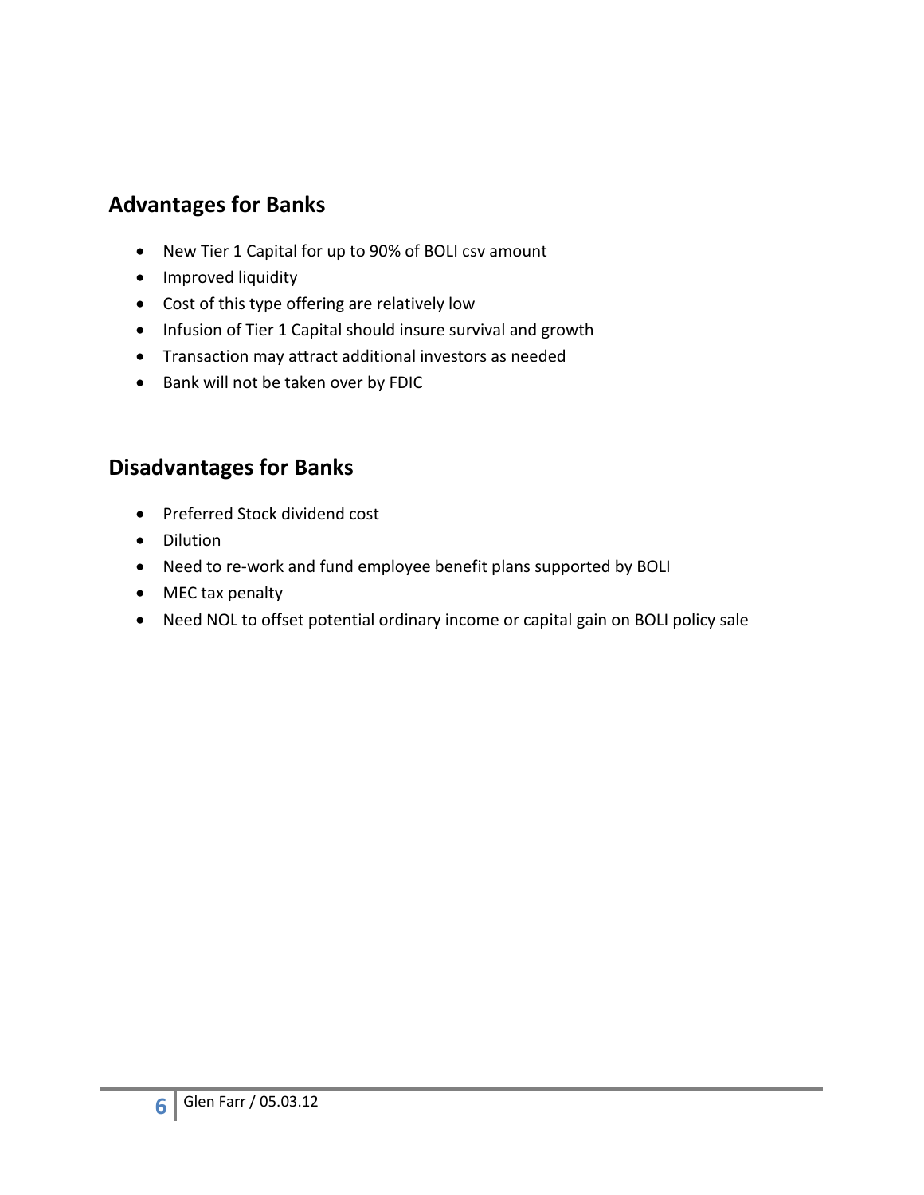## Advantages for Banks

- New Tier 1 Capital for up to 90% of BOLI csv amount
- Improved liquidity
- Cost of this type offering are relatively low
- Infusion of Tier 1 Capital should insure survival and growth
- Transaction may attract additional investors as needed
- Bank will not be taken over by FDIC

## Disadvantages for Banks

- Preferred Stock dividend cost
- Dilution
- Need to re-work and fund employee benefit plans supported by BOLI
- MEC tax penalty
- Need NOL to offset potential ordinary income or capital gain on BOLI policy sale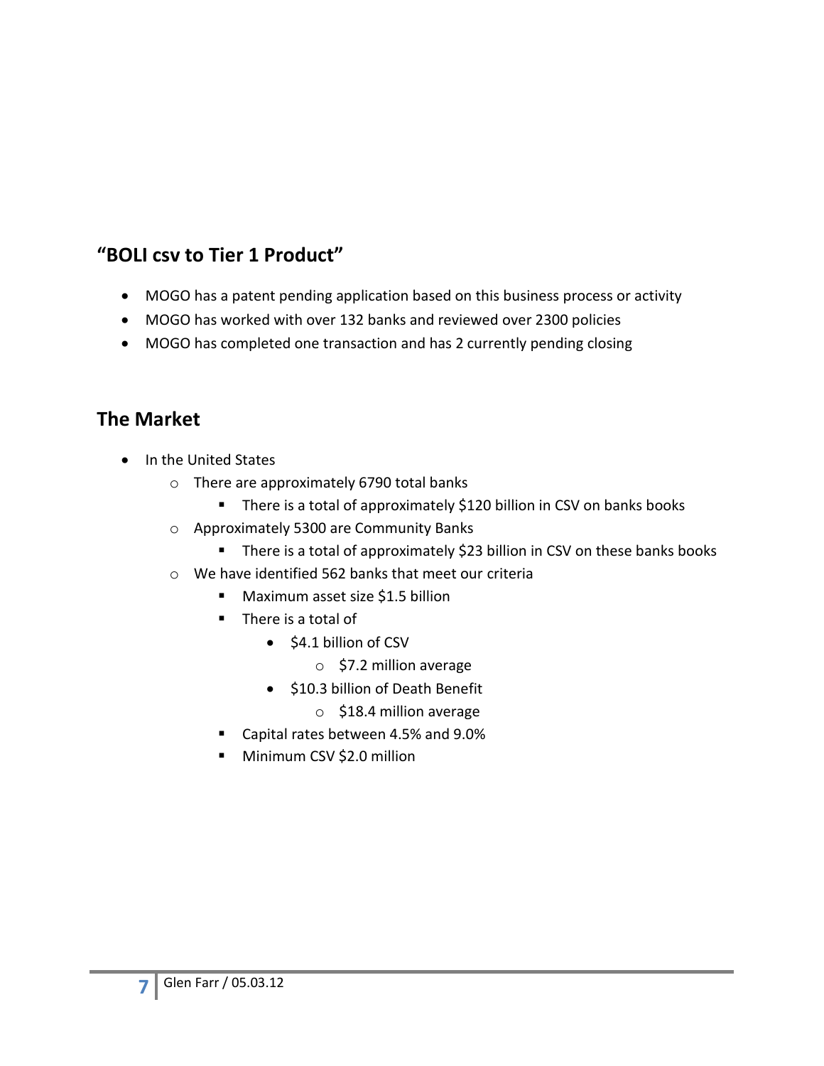## “BOLI csv to Tier 1 Product”

- MOGO has a patent pending application based on this business process or activity
- MOGO has worked with over 132 banks and reviewed over 2300 policies
- MOGO has completed one transaction and has 2 currently pending closing

## The Market

- In the United States
  - There are approximately 6790 total banks
    - There is a total of approximately $120 billion in CSV on banks books
  - Approximately 5300 are Community Banks
    - There is a total of approximately $23 billion in CSV on these banks books
  - We have identified 562 banks that meet our criteria
    - Maximum asset size $1.5 billion
    - There is a total of
      - $4.1 billion of CSV
        - $7.2 million average
      - $10.3 billion of Death Benefit
        - $18.4 million average
    - Capital rates between 4.5% and 9.0%
    - Minimum CSV $2.0 million